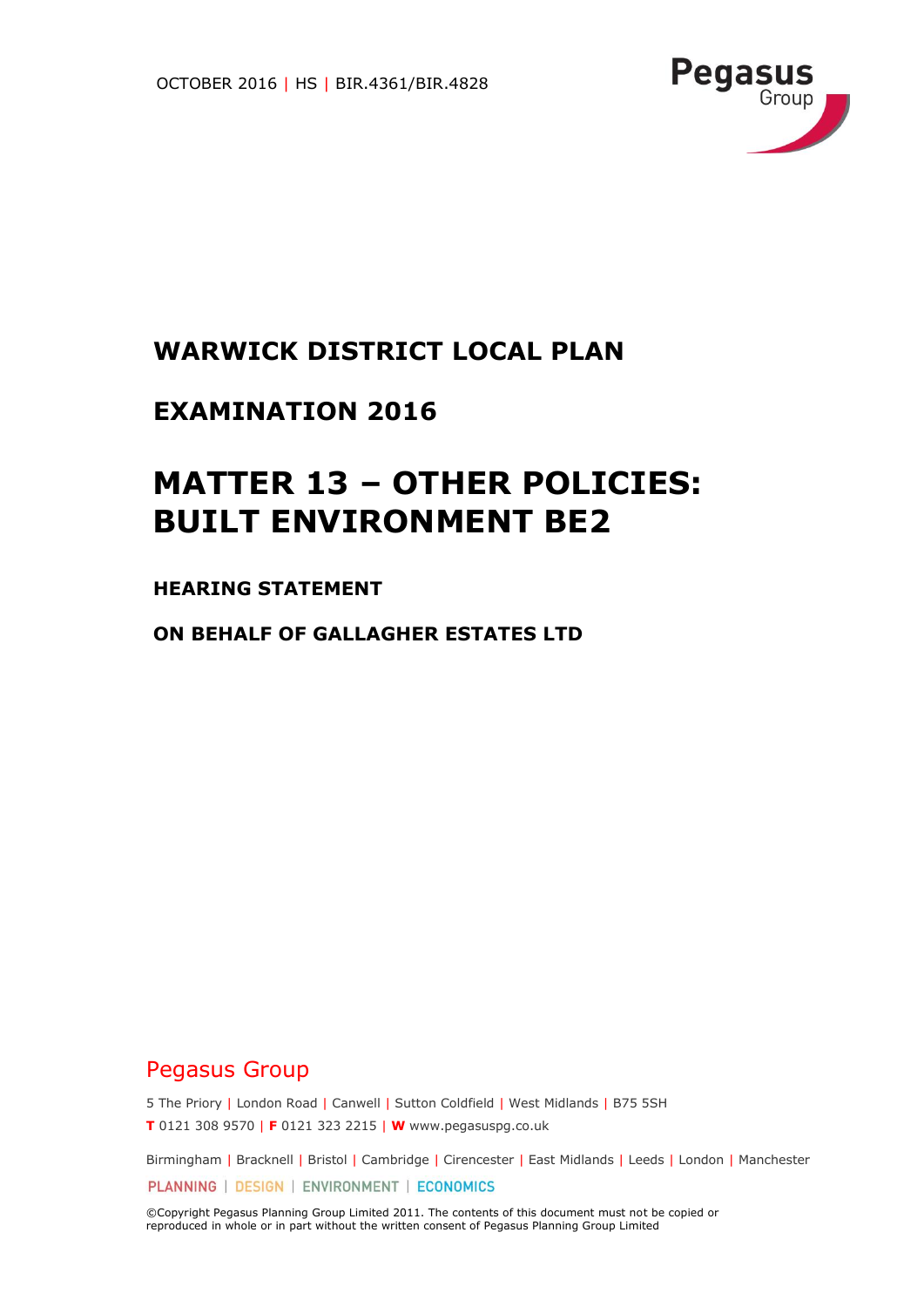OCTOBER 2016 | HS | BIR.4361/BIR.4828

Pegasus Group

# WARWICK DISTRICT LOCAL PLAN

# EXAMINATION 2016

# MATTER 13 – OTHER POLICIES: BUILT ENVIRONMENT BE2

**HEARING STATEMENT**

**ON BEHALF OF GALLAGHER ESTATES LTD**

Pegasus Group

5 The Priory | London Road | Canwell | Sutton Coldfield | West Midlands | B75 5SH

**T** 0121 308 9570 | **F** 0121 323 2215 | **W** www.pegasuspg.co.uk

Birmingham | Bracknell | Bristol | Cambridge | Cirencester | East Midlands | Leeds | London | Manchester

PLANNING | DESIGN | ENVIRONMENT | ECONOMICS

©Copyright Pegasus Planning Group Limited 2011. The contents of this document must not be copied or reproduced in whole or in part without the written consent of Pegasus Planning Group Limited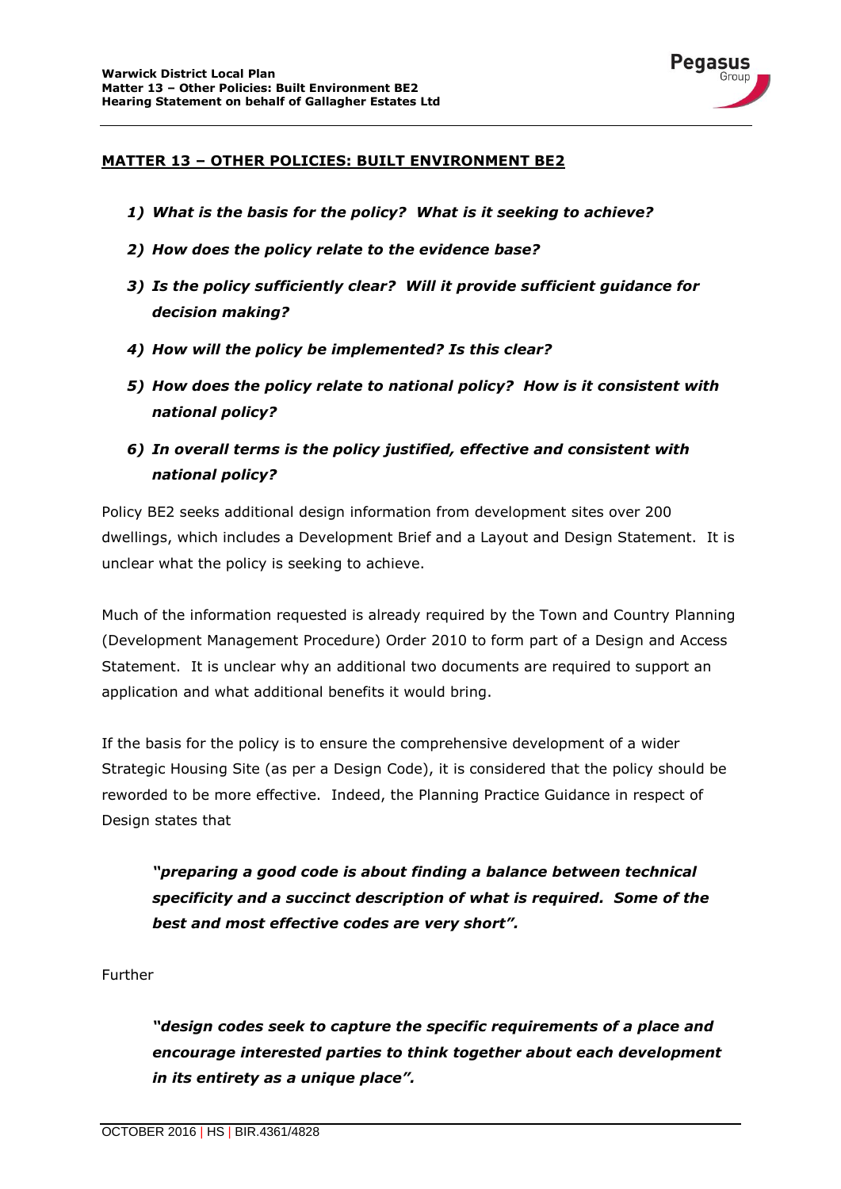## MATTER 13 – OTHER POLICIES: BUILT ENVIRONMENT BE2

1) ***What is the basis for the policy? What is it seeking to achieve?***
2) ***How does the policy relate to the evidence base?***
3) ***Is the policy sufficiently clear? Will it provide sufficient guidance for decision making?***
4) ***How will the policy be implemented? Is this clear?***
5) ***How does the policy relate to national policy? How is it consistent with national policy?***
6) ***In overall terms is the policy justified, effective and consistent with national policy?***

Policy BE2 seeks additional design information from development sites over 200 dwellings, which includes a Development Brief and a Layout and Design Statement. It is unclear what the policy is seeking to achieve.

Much of the information requested is already required by the Town and Country Planning (Development Management Procedure) Order 2010 to form part of a Design and Access Statement. It is unclear why an additional two documents are required to support an application and what additional benefits it would bring.

If the basis for the policy is to ensure the comprehensive development of a wider Strategic Housing Site (as per a Design Code), it is considered that the policy should be reworded to be more effective. Indeed, the Planning Practice Guidance in respect of Design states that

> ***"preparing a good code is about finding a balance between technical specificity and a succinct description of what is required. Some of the best and most effective codes are very short".***

Further

> ***"design codes seek to capture the specific requirements of a place and encourage interested parties to think together about each development in its entirety as a unique place".***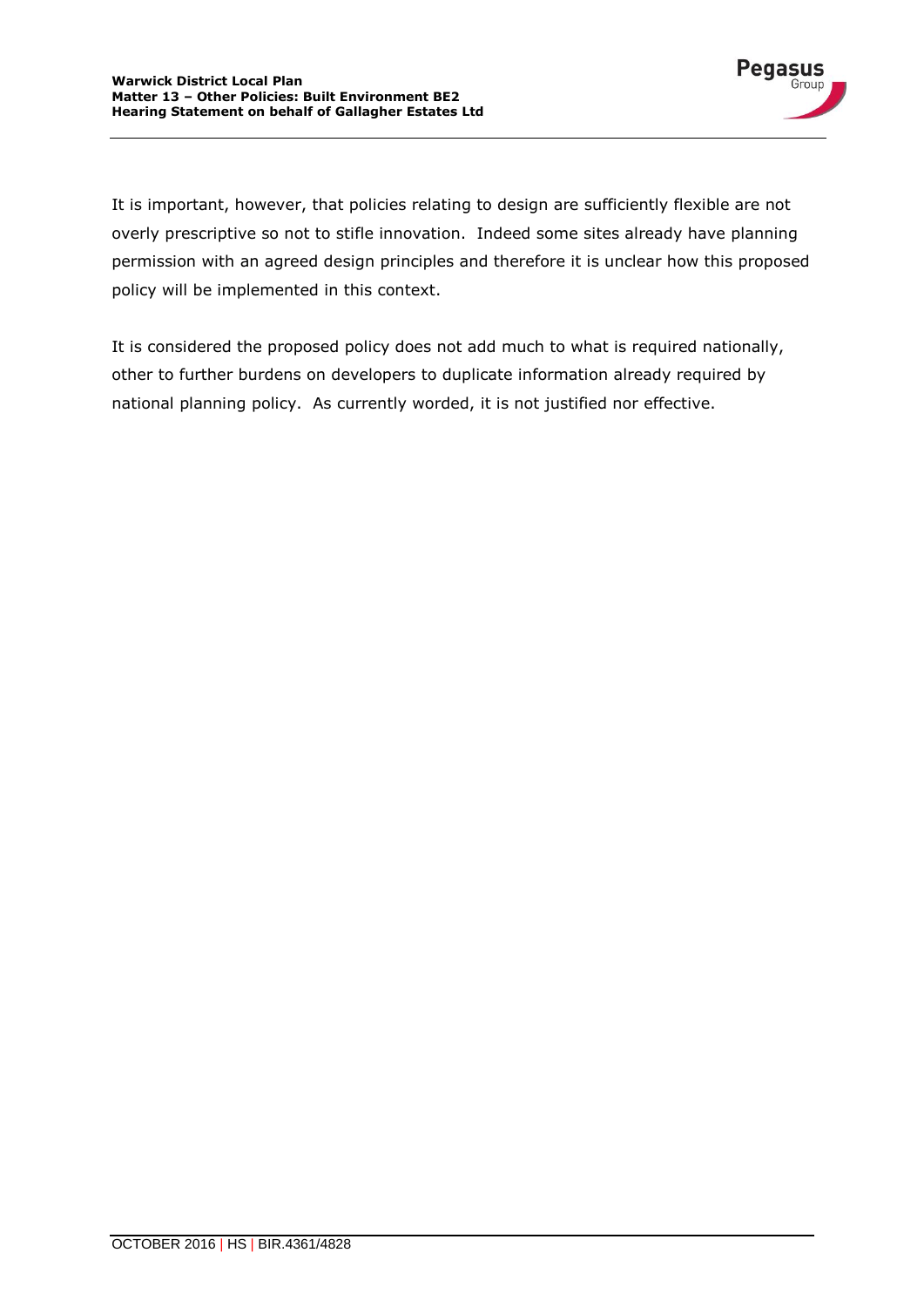It is important, however, that policies relating to design are sufficiently flexible are not overly prescriptive so not to stifle innovation. Indeed some sites already have planning permission with an agreed design principles and therefore it is unclear how this proposed policy will be implemented in this context.

It is considered the proposed policy does not add much to what is required nationally, other to further burdens on developers to duplicate information already required by national planning policy. As currently worded, it is not justified nor effective.